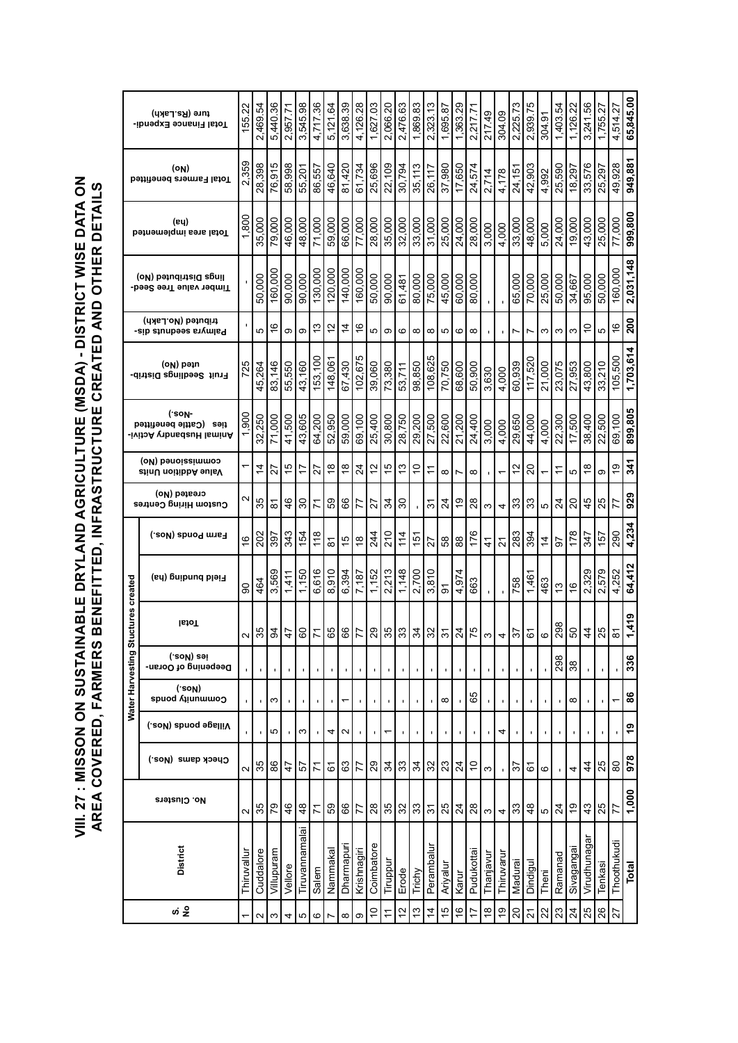# VIII. 27 : MISSON ON SUSTAINABLE DRYLAND AGRICULTURE (MSDA) - DISTRICT WISE DATA ON AREA COVERED, FARMERS BENEFITTED, INFRASTRUCTURE CREATED AND OTHER DETAILS

| S. No | District | No. Clusters | Water Harvesting Stuctures created | | | | | | | Custom Hiring Centres created (No) | Value Addition Units commissioned (No) | Animal Husbandry Activities (Cattle benefitted -Nos.) | Fruit Seedlings Distributed (No) | Palmyra seednuts distributed (No.Lakh) | Timber value Tree Seedlings Distributed (No) | Total area implemented (ha) | Total Farmers benefitted (No) | Total Finance Expenditure (Rs.Lakh) |
|---|---|---|---|---|---|---|---|---|---|---|---|---|---|---|---|---|---|---|
| | | | Check dams (Nos.) | Village ponds (Nos.) | Community ponds (Nos.) | Deepening of Ooranies (Nos.) | Total | Field bunding (ha) | Farm Ponds (Nos.) | | | | | | | | | |
| 1 | Thiruvallur | 2 | 2 | - | - | - | 2 | 90 | 16 | 2 | 1 | 1,900 | 725 | - | - | 1,800 | 2,359 | 155.22 |
| 2 | Cuddalore | 35 | 35 | - | - | - | 35 | 464 | 202 | 35 | 14 | 32,250 | 45,264 | 5 | 50,000 | 35,000 | 28,398 | 2,469.54 |
| 3 | Villupuram | 79 | 86 | 5 | 3 | - | 94 | 3,569 | 397 | 81 | 27 | 71,000 | 83,146 | 16 | 160,000 | 79,000 | 76,915 | 5,440.36 |
| 4 | Vellore | 46 | 47 | - | - | - | 47 | 1,411 | 343 | 46 | 15 | 41,500 | 55,550 | 9 | 90,000 | 46,000 | 58,998 | 2,957.71 |
| 5 | Tiruvannamalai | 48 | 57 | 3 | - | - | 60 | 1,150 | 154 | 30 | 17 | 43,605 | 43,160 | 9 | 90,000 | 48,000 | 55,201 | 3,545.98 |
| 6 | Salem | 71 | 71 | - | - | - | 71 | 6,616 | 118 | 71 | 27 | 64,200 | 153,100 | 13 | 130,000 | 71,000 | 86,557 | 4,717.36 |
| 7 | Nammakal | 59 | 61 | 4 | - | - | 65 | 8,910 | 81 | 59 | 18 | 52,950 | 148,061 | 12 | 120,000 | 59,000 | 46,640 | 5,121.64 |
| 8 | Dharmapuri | 66 | 63 | 2 | 1 | - | 66 | 6,394 | 15 | 66 | 18 | 59,000 | 67,430 | 14 | 140,000 | 66,000 | 81,420 | 3,638.39 |
| 9 | Krishnagiri | 77 | 77 | - | - | - | 77 | 7,187 | 18 | 77 | 24 | 69,100 | 102,675 | 16 | 160,000 | 77,000 | 61,734 | 4,126.28 |
| 10 | Coimbatore | 28 | 29 | - | - | - | 29 | 1,152 | 244 | 27 | 12 | 25,400 | 39,060 | 5 | 50,000 | 28,000 | 25,696 | 1,627.03 |
| 11 | Tiruppur | 35 | 34 | 1 | - | - | 35 | 2,213 | 210 | 34 | 15 | 30,800 | 73,380 | 9 | 90,000 | 35,000 | 22,109 | 2,066.20 |
| 12 | Erode | 32 | 33 | - | - | - | 33 | 1,148 | 114 | 30 | 13 | 28,750 | 53,711 | 6 | 61,481 | 32,000 | 30,794 | 2,476.63 |
| 13 | Trichy | 33 | 34 | - | - | - | 34 | 2,700 | 151 | - | 10 | 29,200 | 98,850 | 8 | 80,000 | 33,000 | 35,113 | 1,869.83 |
| 14 | Perambalur | 31 | 32 | - | - | - | 32 | 3,810 | 27 | 31 | 11 | 27,500 | 108,625 | 8 | 75,000 | 31,000 | 26,117 | 2,323.13 |
| 15 | Ariyalur | 25 | 23 | - | 8 | - | 31 | 91 | 58 | 24 | 8 | 22,600 | 70,750 | 5 | 45,000 | 25,000 | 37,980 | 1,695.87 |
| 16 | Karur | 24 | 24 | - | - | - | 24 | 4,974 | 88 | 19 | 7 | 21,200 | 68,600 | 6 | 60,000 | 24,000 | 17,650 | 1,363.29 |
| 17 | Pudukottai | 28 | 10 | - | 65 | - | 75 | 663 | 176 | 28 | 8 | 24,400 | 50,900 | 8 | 80,000 | 28,000 | 24,574 | 2,217.71 |
| 18 | Thanjavur | 3 | 3 | - | - | - | 3 | - | 41 | 3 | - | 3,000 | 3,630 | - | - | 3,000 | 2,714 | 217.49 |
| 19 | Thiruvarur | 4 | - | 4 | - | - | 4 | - | 21 | 4 | 1 | 4,000 | 4,000 | - | - | 4,000 | 4,178 | 304.09 |
| 20 | Madurai | 33 | 37 | - | - | - | 37 | 758 | 283 | 33 | 12 | 29,650 | 60,939 | 7 | 65,000 | 33,000 | 24,151 | 2,225.73 |
| 21 | Dindigul | 48 | 61 | - | - | - | 61 | 1,461 | 394 | 33 | 20 | 44,000 | 117,520 | 7 | 70,000 | 48,000 | 42,903 | 2,939.75 |
| 22 | Theni | 5 | 6 | - | - | - | 6 | 463 | 14 | 5 | 1 | 4,000 | 21,000 | 3 | 25,000 | 5,000 | 4,992 | 304.91 |
| 23 | Ramanad | 24 | - | - | - | 298 | 298 | 13 | 97 | 24 | 11 | 22,300 | 23,075 | 3 | 50,000 | 24,000 | 25,590 | 1,403.54 |
| 24 | Sivagangai | 19 | 4 | - | 8 | 38 | 50 | 16 | 178 | 20 | 5 | 17,500 | 27,953 | 3 | 34,667 | 19,000 | 18,297 | 1,126.22 |
| 25 | Virudhunagar | 43 | 44 | - | - | - | 44 | 2,329 | 347 | 45 | 18 | 38,400 | 43,800 | 10 | 95,000 | 43,000 | 33,576 | 3,241.56 |
| 26 | Tenkasi | 25 | 25 | - | - | - | 25 | 2,579 | 157 | 25 | 9 | 22,500 | 33,210 | 5 | 50,000 | 25,000 | 25,297 | 1,755.27 |
| 27 | Thoothukudi | 77 | 80 | - | 1 | - | 81 | 4,252 | 290 | 77 | 19 | 69,100 | 105,500 | 16 | 160,000 | 77,000 | 49,928 | 4,514.27 |
| | **Total** | **1,000** | **978** | **19** | **86** | **336** | **1,419** | **64,412** | **4,234** | **929** | **341** | **899,805** | **1,703,614** | **200** | **2,031,148** | **999,800** | **949,881** | **65,845.00** |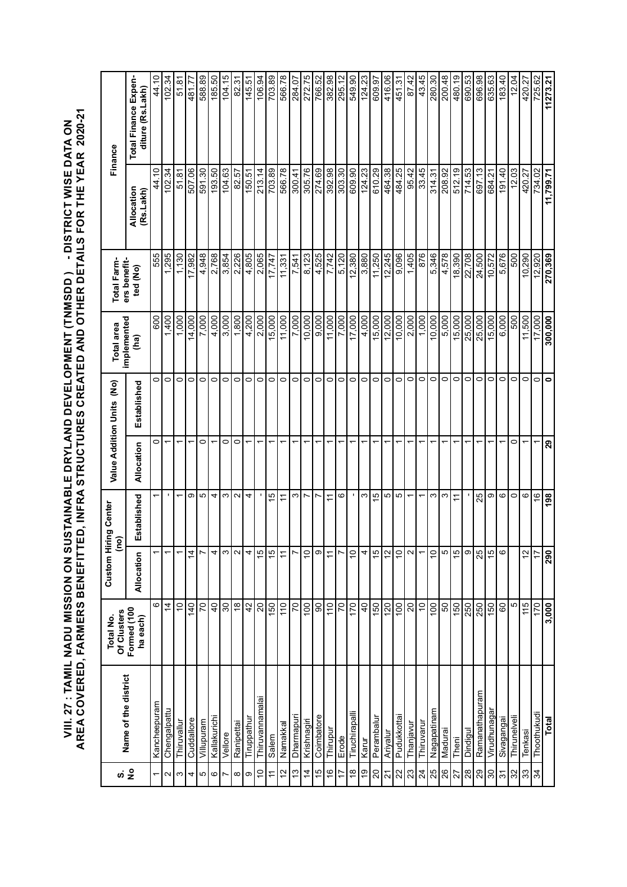# VIII. 27 : TAMIL NADU MISSION ON SUSTAINABLE DRYLAND DEVELOPMENT (TNMSDD) - DISTRICT WISE DATA ON AREA COVERED, FARMERS BENEFITTED, INFRA STRUCTURES CREATED AND OTHER DETAILS FOR THE YEAR 2020-21

| S. No | Name of the district | Total No. Of Clusters Formed (100 ha each) | Custom Hiring Center (no) | | Value Addition Units (No) | | Total area implemented (ha) | Total Farmers benefitted (No) | Finance | |
|---|---|---|---|---|---|---|---|---|---|---|
| | | | Allocation | Established | Allocation | Established | | | Allocation (Rs.Lakh) | Total Finance Expenditure (Rs.Lakh) |
| 1 | Kancheepuram | 6 | 1 | 1 | 0 | 0 | 600 | 555 | 44.10 | 44.10 |
| 2 | Chengalpattu | 14 | 1 | - | 1 | 0 | 1,400 | 1,295 | 102.34 | 102.34 |
| 3 | Thiruvallur | 10 | 1 | 1 | 1 | 0 | 1,000 | 1,130 | 51.81 | 51.81 |
| 4 | Cuddallore | 140 | 14 | 9 | 1 | 0 | 14,000 | 17,982 | 507.06 | 481.77 |
| 5 | Villupuram | 70 | 7 | 5 | 0 | 0 | 7,000 | 4,948 | 591.30 | 588.89 |
| 6 | Kallakurichi | 40 | 4 | 4 | 1 | 0 | 4,000 | 2,768 | 193.50 | 185.50 |
| 7 | Vellore | 30 | 3 | 3 | 0 | 0 | 3,000 | 3,854 | 104.63 | 104.15 |
| 8 | Ranipettai | 18 | 2 | 2 | 0 | 0 | 1,800 | 2,226 | 82.57 | 82.31 |
| 9 | Tiruppathur | 42 | 4 | 4 | 1 | 0 | 4,200 | 4,805 | 150.51 | 145.51 |
| 10 | Thiruvannamalai | 20 | 15 | - | 1 | 0 | 2,000 | 2,065 | 213.14 | 106.94 |
| 11 | Salem | 150 | 15 | 15 | 1 | 0 | 15,000 | 17,747 | 703.89 | 703.89 |
| 12 | Namakkal | 110 | 11 | 11 | 1 | 0 | 11,000 | 11,331 | 566.78 | 566.78 |
| 13 | Dharmapuri | 70 | 7 | 3 | 1 | 0 | 7,000 | 7,541 | 300.41 | 284.07 |
| 14 | Krishnagiri | 100 | 10 | 7 | 1 | 0 | 10,000 | 8,123 | 305.76 | 272.75 |
| 15 | Coimbatore | 90 | 9 | 7 | 1 | 0 | 9,000 | 4,525 | 274.69 | 766.52 |
| 16 | Thirupur | 110 | 11 | 11 | 1 | 0 | 11,000 | 7,742 | 392.98 | 382.98 |
| 17 | Erode | 70 | 7 | 6 | 1 | 0 | 7,000 | 5,120 | 303.30 | 295.12 |
| 18 | Tiruchirapalli | 170 | 10 | - | 1 | 0 | 17,000 | 12,380 | 609.90 | 549.90 |
| 19 | Karur | 40 | 4 | 3 | 1 | 0 | 4,000 | 3,880 | 124.23 | 124.23 |
| 20 | Perambalur | 150 | 15 | 15 | 1 | 0 | 15,000 | 11,250 | 610.29 | 609.97 |
| 21 | Ariyalur | 120 | 12 | 5 | 1 | 0 | 12,000 | 12,245 | 464.38 | 416.06 |
| 22 | Pudukkottai | 100 | 10 | 5 | 1 | 0 | 10,000 | 9,096 | 484.25 | 451.31 |
| 23 | Thanjavur | 20 | 2 | 1 | 1 | 0 | 2,000 | 1,405 | 95.42 | 87.42 |
| 24 | Thiruvarur | 10 | 1 | 1 | 1 | 0 | 1,000 | 876 | 33.45 | 43.45 |
| 25 | Nagapatinam | 100 | 10 | 3 | 1 | 0 | 10,000 | 5,346 | 314.31 | 280.30 |
| 26 | Madurai | 50 | 5 | 3 | 1 | 0 | 5,000 | 4,578 | 208.92 | 200.48 |
| 27 | Theni | 150 | 15 | 11 | 1 | 0 | 15,000 | 18,390 | 512.19 | 480.19 |
| 28 | Dindigul | 250 | 9 | - | 1 | 0 | 25,000 | 22,708 | 714.53 | 690.53 |
| 29 | Ramanathapuram | 250 | 25 | 25 | 1 | 0 | 25,000 | 24,500 | 697.13 | 696.98 |
| 30 | Virudhunagar | 150 | 15 | 9 | 1 | 0 | 15,000 | 10,572 | 684.21 | 635.63 |
| 31 | Sivagangai | 60 | 6 | 6 | 1 | 0 | 6,000 | 5,676 | 191.40 | 183.40 |
| 32 | Thirunelveli | 5 | | 0 | 0 | 0 | 500 | 500 | 12.03 | 12.04 |
| 33 | Tenkasi | 115 | 12 | 6 | 1 | 0 | 11,500 | 10,290 | 420.27 | 420.27 |
| 34 | Thoothukudi | 170 | 17 | 16 | 1 | 0 | 17,000 | 12,920 | 734.02 | 725.62 |
| | **Total** | **3,000** | **290** | **198** | **29** | **0** | **300,000** | **270,369** | **11,799.71** | **11273.21** |